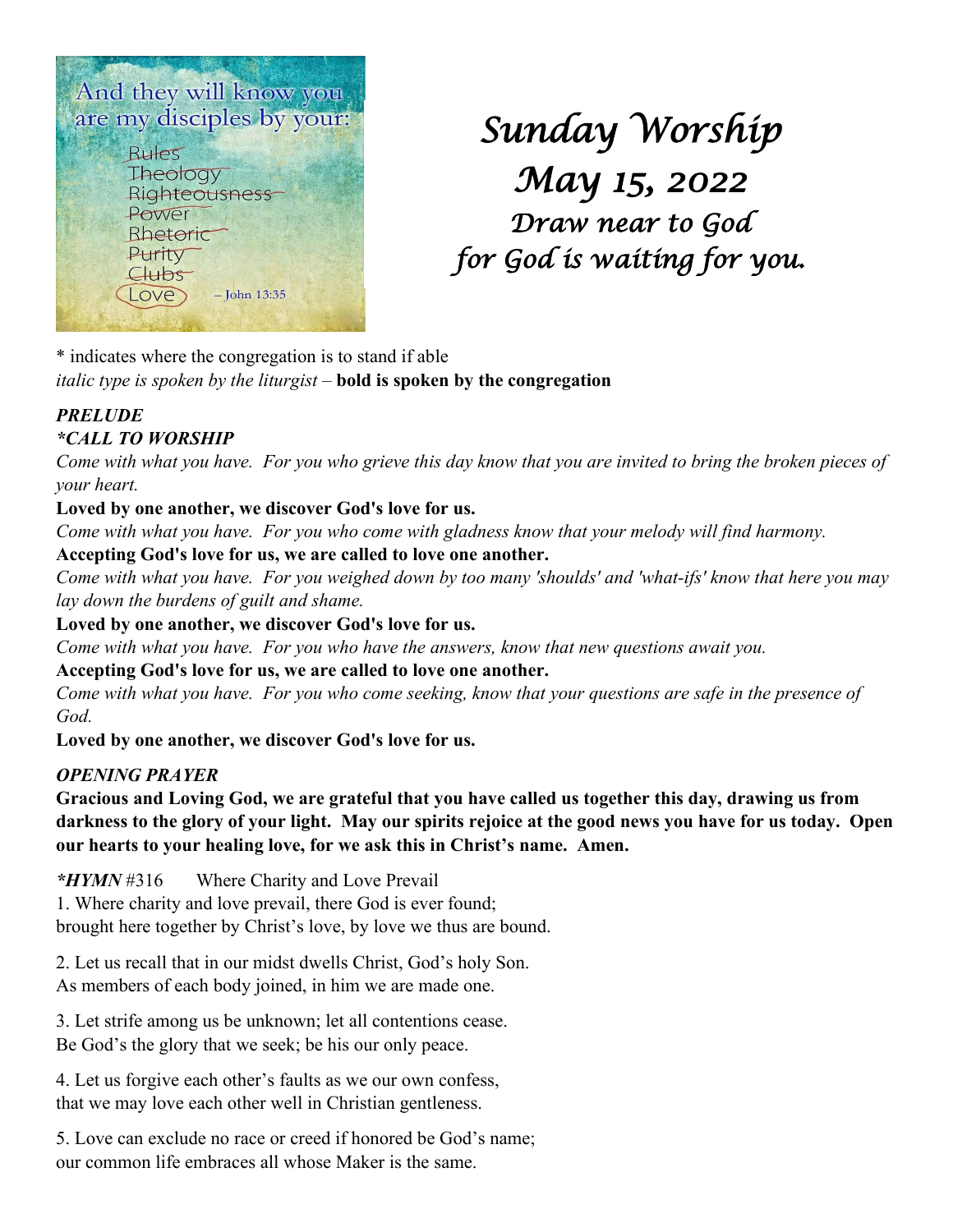And they will know you are my disciples by your:

~~Rules~~
~~Theology~~
~~Righteousness~~
~~Power~~
~~Rhetoric~~
~~Purity~~
~~Clubs~~
Love – John 13:35

# *Sunday Worship*
# *May 15, 2022*
## *Draw near to God for God is waiting for you.*

\* indicates where the congregation is to stand if able
*italic type is spoken by the liturgist* – **bold is spoken by the congregation**

### *PRELUDE*

### *\*CALL TO WORSHIP*

*Come with what you have. For you who grieve this day know that you are invited to bring the broken pieces of your heart.*
**Loved by one another, we discover God's love for us.**
*Come with what you have. For you who come with gladness know that your melody will find harmony.*
**Accepting God's love for us, we are called to love one another.**
*Come with what you have. For you weighed down by too many 'shoulds' and 'what-ifs' know that here you may lay down the burdens of guilt and shame.*
**Loved by one another, we discover God's love for us.**
*Come with what you have. For you who have the answers, know that new questions await you.*
**Accepting God's love for us, we are called to love one another.**
*Come with what you have. For you who come seeking, know that your questions are safe in the presence of God.*
**Loved by one another, we discover God's love for us.**

### *OPENING PRAYER*

**Gracious and Loving God, we are grateful that you have called us together this day, drawing us from darkness to the glory of your light. May our spirits rejoice at the good news you have for us today. Open our hearts to your healing love, for we ask this in Christ's name. Amen.**

***\*HYMN*** #316 Where Charity and Love Prevail

1. Where charity and love prevail, there God is ever found;
brought here together by Christ's love, by love we thus are bound.

2. Let us recall that in our midst dwells Christ, God's holy Son.
As members of each body joined, in him we are made one.

3. Let strife among us be unknown; let all contentions cease.
Be God's the glory that we seek; be his our only peace.

4. Let us forgive each other's faults as we our own confess,
that we may love each other well in Christian gentleness.

5. Love can exclude no race or creed if honored be God's name;
our common life embraces all whose Maker is the same.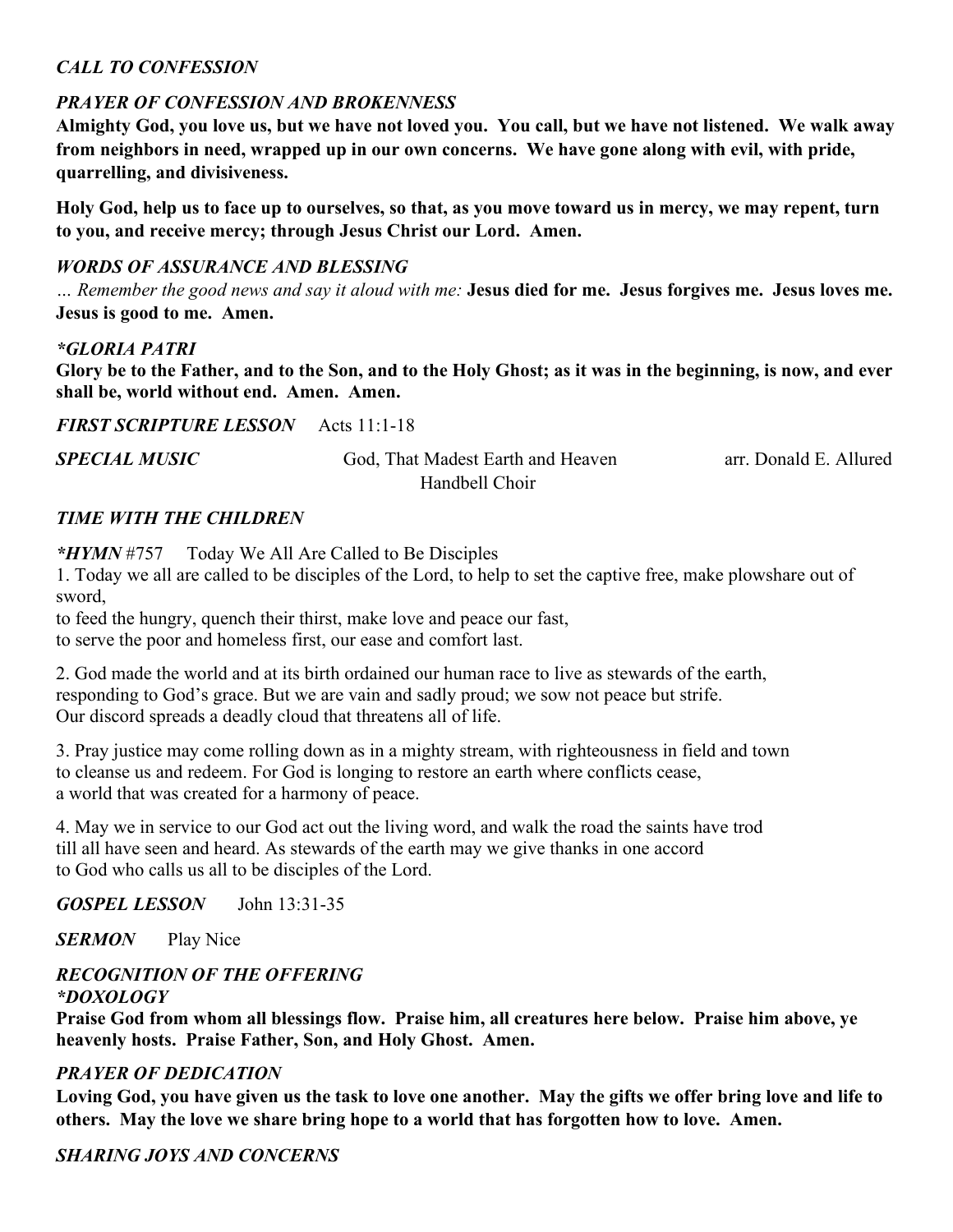*CALL TO CONFESSION*

*PRAYER OF CONFESSION AND BROKENNESS*

**Almighty God, you love us, but we have not loved you. You call, but we have not listened. We walk away from neighbors in need, wrapped up in our own concerns. We have gone along with evil, with pride, quarrelling, and divisiveness.**

**Holy God, help us to face up to ourselves, so that, as you move toward us in mercy, we may repent, turn to you, and receive mercy; through Jesus Christ our Lord. Amen.**

*WORDS OF ASSURANCE AND BLESSING*

*… Remember the good news and say it aloud with me:* **Jesus died for me. Jesus forgives me. Jesus loves me. Jesus is good to me. Amen.**

*\*GLORIA PATRI*

**Glory be to the Father, and to the Son, and to the Holy Ghost; as it was in the beginning, is now, and ever shall be, world without end. Amen. Amen.**

***FIRST SCRIPTURE LESSON*** Acts 11:1-18

***SPECIAL MUSIC*** God, That Madest Earth and Heaven arr. Donald E. Allured
Handbell Choir

*TIME WITH THE CHILDREN*

***\*HYMN*** #757 Today We All Are Called to Be Disciples

1. Today we all are called to be disciples of the Lord, to help to set the captive free, make plowshare out of sword,
to feed the hungry, quench their thirst, make love and peace our fast,
to serve the poor and homeless first, our ease and comfort last.

2. God made the world and at its birth ordained our human race to live as stewards of the earth,
responding to God's grace. But we are vain and sadly proud; we sow not peace but strife.
Our discord spreads a deadly cloud that threatens all of life.

3. Pray justice may come rolling down as in a mighty stream, with righteousness in field and town
to cleanse us and redeem. For God is longing to restore an earth where conflicts cease,
a world that was created for a harmony of peace.

4. May we in service to our God act out the living word, and walk the road the saints have trod
till all have seen and heard. As stewards of the earth may we give thanks in one accord
to God who calls us all to be disciples of the Lord.

***GOSPEL LESSON*** John 13:31-35

***SERMON*** Play Nice

*RECOGNITION OF THE OFFERING*

*\*DOXOLOGY*

**Praise God from whom all blessings flow. Praise him, all creatures here below. Praise him above, ye heavenly hosts. Praise Father, Son, and Holy Ghost. Amen.**

*PRAYER OF DEDICATION*

**Loving God, you have given us the task to love one another. May the gifts we offer bring love and life to others. May the love we share bring hope to a world that has forgotten how to love. Amen.**

*SHARING JOYS AND CONCERNS*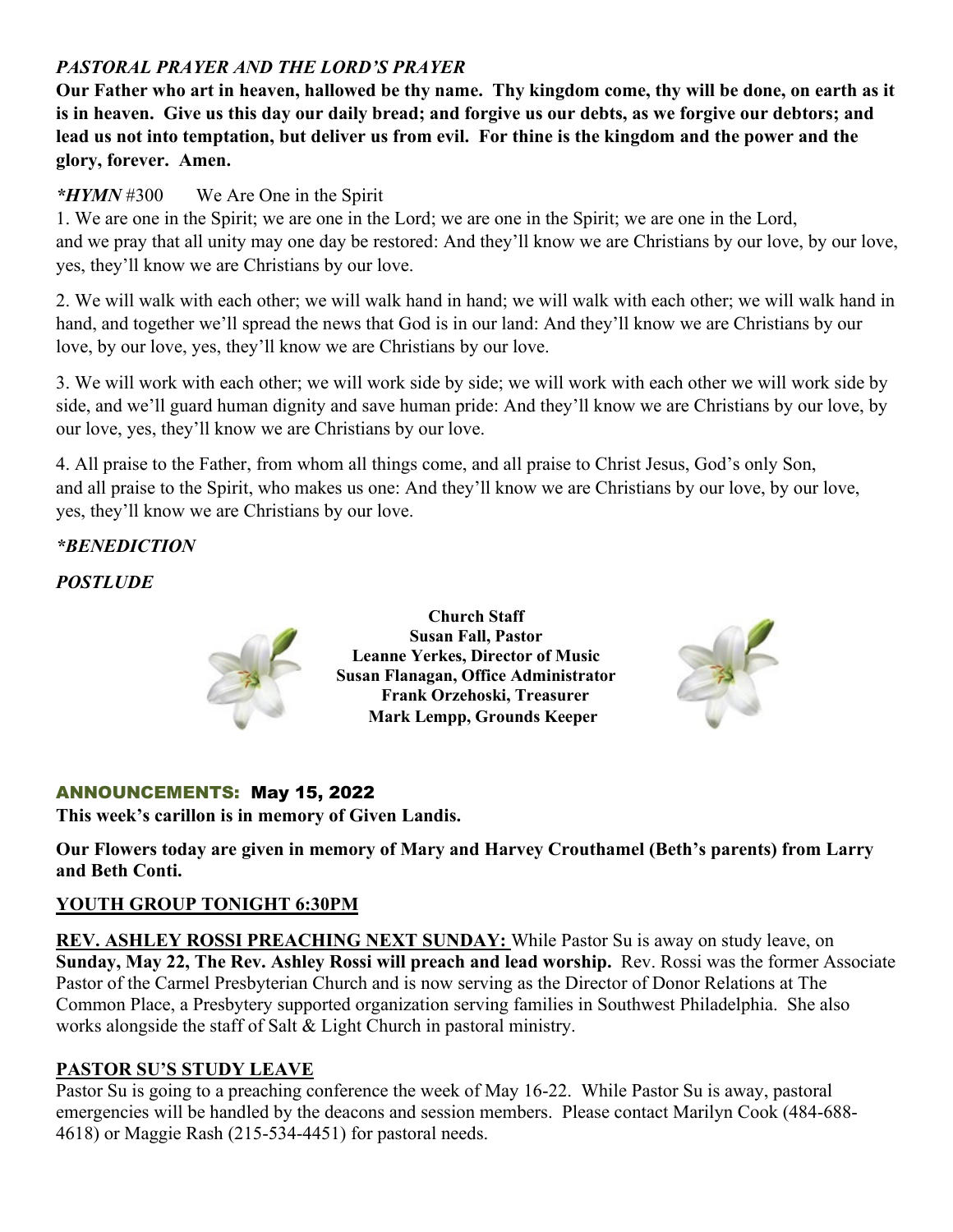*PASTORAL PRAYER AND THE LORD'S PRAYER*

**Our Father who art in heaven, hallowed be thy name. Thy kingdom come, thy will be done, on earth as it is in heaven. Give us this day our daily bread; and forgive us our debts, as we forgive our debtors; and lead us not into temptation, but deliver us from evil. For thine is the kingdom and the power and the glory, forever. Amen.**

***HYMN** #300 We Are One in the Spirit

1. We are one in the Spirit; we are one in the Lord; we are one in the Spirit; we are one in the Lord, and we pray that all unity may one day be restored: And they'll know we are Christians by our love, by our love, yes, they'll know we are Christians by our love.

2. We will walk with each other; we will walk hand in hand; we will walk with each other; we will walk hand in hand, and together we'll spread the news that God is in our land: And they'll know we are Christians by our love, by our love, yes, they'll know we are Christians by our love.

3. We will work with each other; we will work side by side; we will work with each other we will work side by side, and we'll guard human dignity and save human pride: And they'll know we are Christians by our love, by our love, yes, they'll know we are Christians by our love.

4. All praise to the Father, from whom all things come, and all praise to Christ Jesus, God's only Son, and all praise to the Spirit, who makes us one: And they'll know we are Christians by our love, by our love, yes, they'll know we are Christians by our love.

***BENEDICTION***

***POSTLUDE***

**Church Staff**
**Susan Fall, Pastor**
**Leanne Yerkes, Director of Music**
**Susan Flanagan, Office Administrator**
**Frank Orzehoski, Treasurer**
**Mark Lempp, Grounds Keeper**

## ANNOUNCEMENTS: May 15, 2022

**This week's carillon is in memory of Given Landis.**

**Our Flowers today are given in memory of Mary and Harvey Crouthamel (Beth's parents) from Larry and Beth Conti.**

**YOUTH GROUP TONIGHT 6:30PM**

**REV. ASHLEY ROSSI PREACHING NEXT SUNDAY:** While Pastor Su is away on study leave, on **Sunday, May 22, The Rev. Ashley Rossi will preach and lead worship.** Rev. Rossi was the former Associate Pastor of the Carmel Presbyterian Church and is now serving as the Director of Donor Relations at The Common Place, a Presbytery supported organization serving families in Southwest Philadelphia. She also works alongside the staff of Salt & Light Church in pastoral ministry.

**PASTOR SU'S STUDY LEAVE**

Pastor Su is going to a preaching conference the week of May 16-22. While Pastor Su is away, pastoral emergencies will be handled by the deacons and session members. Please contact Marilyn Cook (484-688-4618) or Maggie Rash (215-534-4451) for pastoral needs.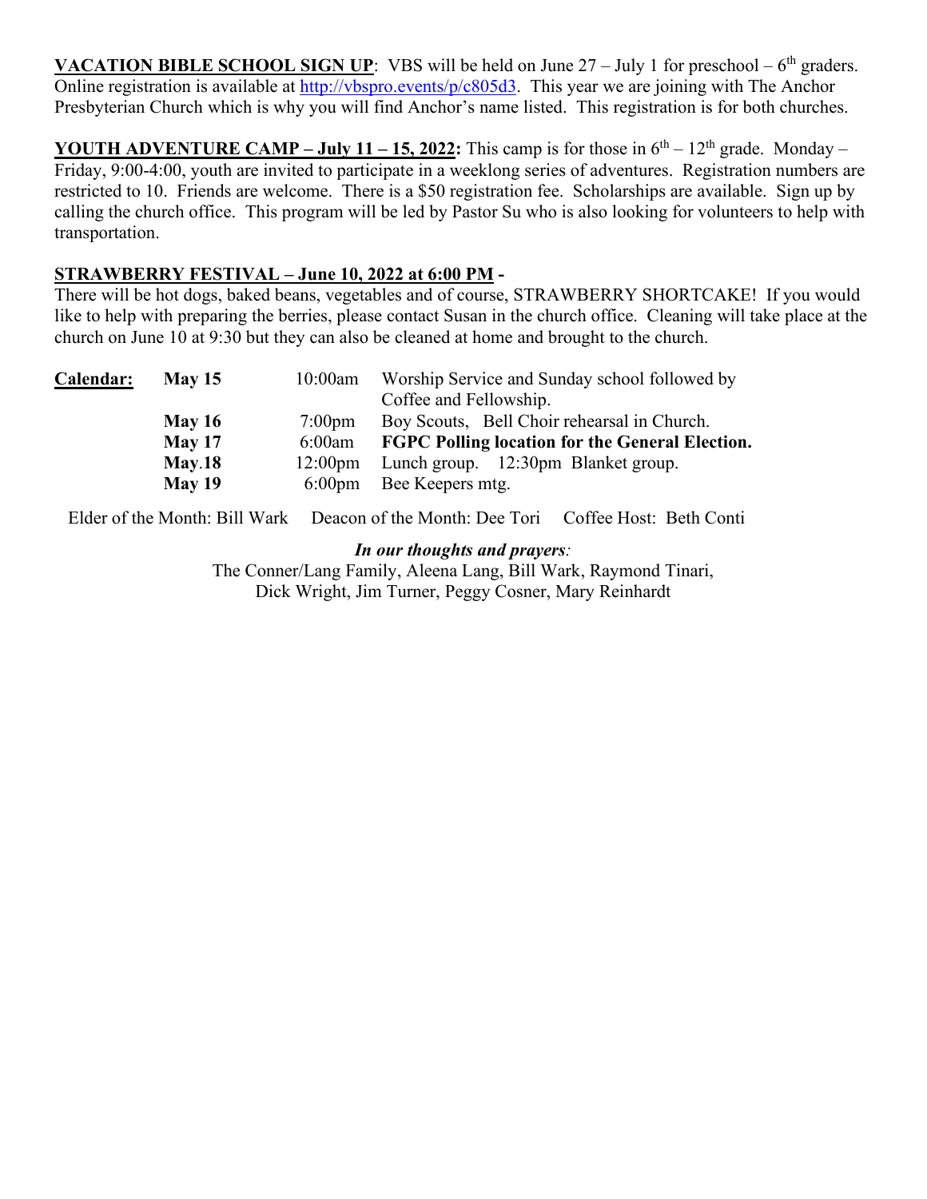**VACATION BIBLE SCHOOL SIGN UP**: VBS will be held on June 27 – July 1 for preschool – 6th graders. Online registration is available at http://vbspro.events/p/c805d3. This year we are joining with The Anchor Presbyterian Church which is why you will find Anchor's name listed. This registration is for both churches.

**YOUTH ADVENTURE CAMP – July 11 – 15, 2022:** This camp is for those in 6th – 12th grade. Monday – Friday, 9:00-4:00, youth are invited to participate in a weeklong series of adventures. Registration numbers are restricted to 10. Friends are welcome. There is a $50 registration fee. Scholarships are available. Sign up by calling the church office. This program will be led by Pastor Su who is also looking for volunteers to help with transportation.

**STRAWBERRY FESTIVAL – June 10, 2022 at 6:00 PM -**

There will be hot dogs, baked beans, vegetables and of course, STRAWBERRY SHORTCAKE! If you would like to help with preparing the berries, please contact Susan in the church office. Cleaning will take place at the church on June 10 at 9:30 but they can also be cleaned at home and brought to the church.

| | | | |
|---|---|---|---|
| **Calendar:** | **May 15** | 10:00am | Worship Service and Sunday school followed by Coffee and Fellowship. |
| | **May 16** | 7:00pm | Boy Scouts, Bell Choir rehearsal in Church. |
| | **May 17** | 6:00am | **FGPC Polling location for the General Election.** |
| | **May.18** | 12:00pm | Lunch group. 12:30pm Blanket group. |
| | **May 19** | 6:00pm | Bee Keepers mtg. |

Elder of the Month: Bill Wark Deacon of the Month: Dee Tori Coffee Host: Beth Conti

***In our thoughts and prayers:***

The Conner/Lang Family, Aleena Lang, Bill Wark, Raymond Tinari, Dick Wright, Jim Turner, Peggy Cosner, Mary Reinhardt